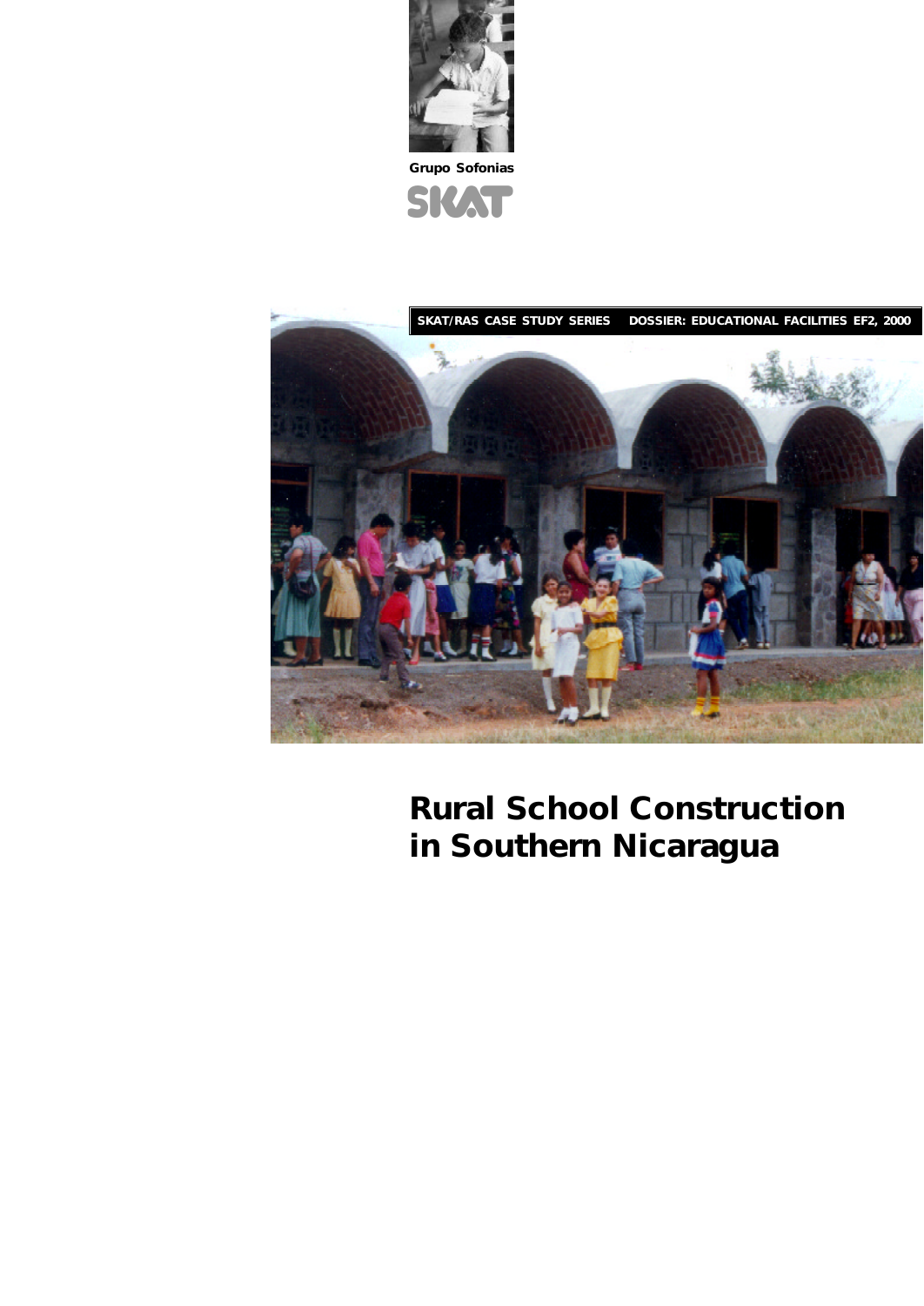Grupo Sofonias

SKAT

SKAT/RAS CASE STUDY SERIES DOSSIER: EDUCATIONAL FACILITIES EF2, 2000

# Rural School Construction in Southern Nicaragua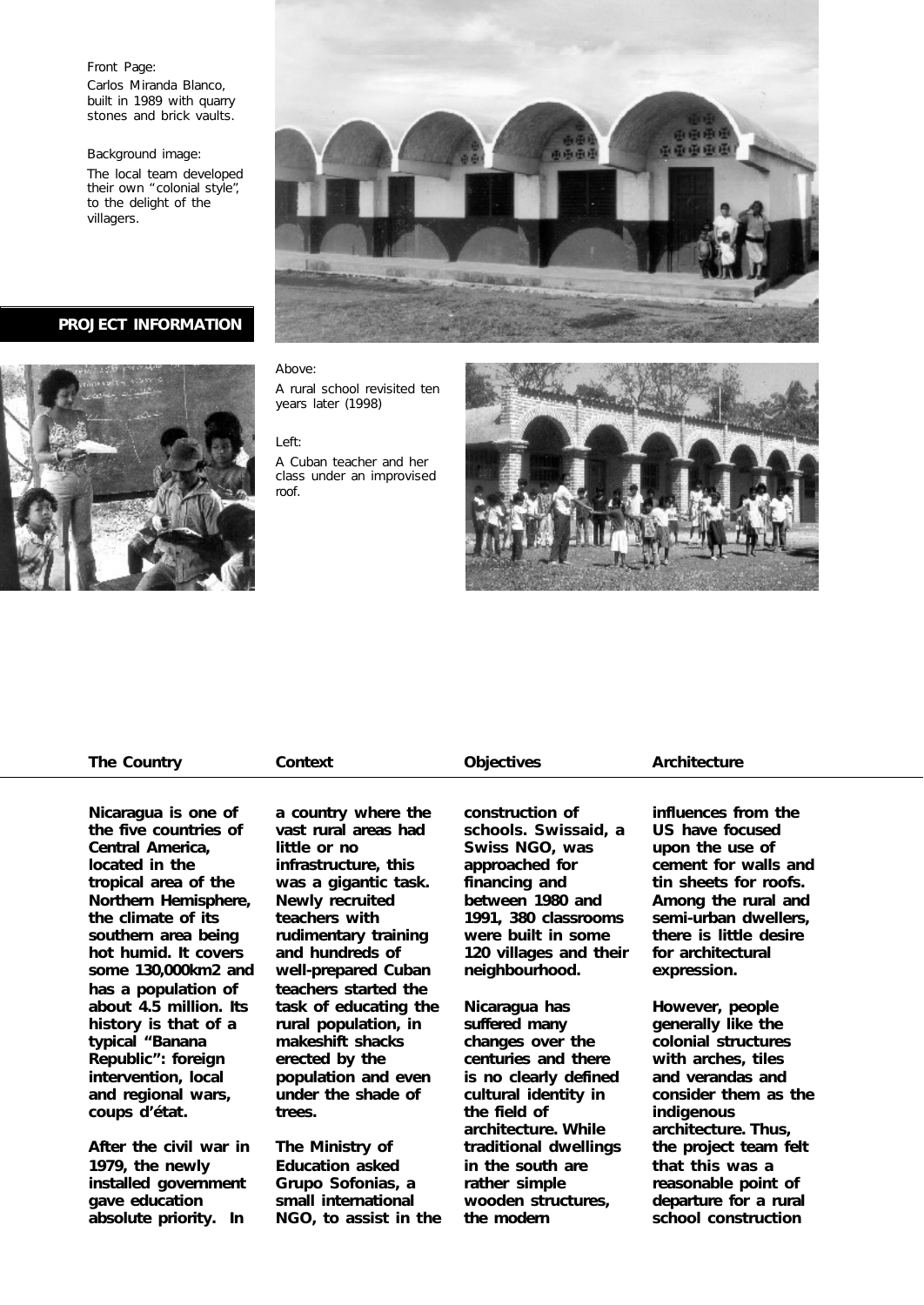Front Page:
Carlos Miranda Blanco, built in 1989 with quarry stones and brick vaults.

Background image:
The local team developed their own "colonial style", to the delight of the villagers.

## PROJECT INFORMATION

Above:
A rural school revisited ten years later (1998)

Left:
A Cuban teacher and her class under an improvised roof.

### The Country

**Nicaragua is one of the five countries of Central America, located in the tropical area of the Northern Hemisphere, the climate of its southern area being hot humid. It covers some 130,000km2 and has a population of about 4.5 million. Its history is that of a typical "Banana Republic": foreign intervention, local and regional wars, coups d'état.**

**After the civil war in 1979, the newly installed government gave education absolute priority. In a country where the vast rural areas had little or no infrastructure, this was a gigantic task. Newly recruited teachers with rudimentary training and hundreds of well-prepared Cuban teachers started the task of educating the rural population, in makeshift shacks erected by the population and even under the shade of trees.**

### Context

**The Ministry of Education asked Grupo Sofonias, a small international NGO, to assist in the construction of schools. Swissaid, a Swiss NGO, was approached for financing and between 1980 and 1991, 380 classrooms were built in some 120 villages and their neighbourhood.**

### Objectives

**Nicaragua has suffered many changes over the centuries and there is no clearly defined cultural identity in the field of architecture. While traditional dwellings in the south are rather simple wooden structures, the modern influences from the US have focused upon the use of cement for walls and tin sheets for roofs. Among the rural and semi-urban dwellers, there is little desire for architectural expression.**

### Architecture

**However, people generally like the colonial structures with arches, tiles and verandas and consider them as the indigenous architecture. Thus, the project team felt that this was a reasonable point of departure for a rural school construction**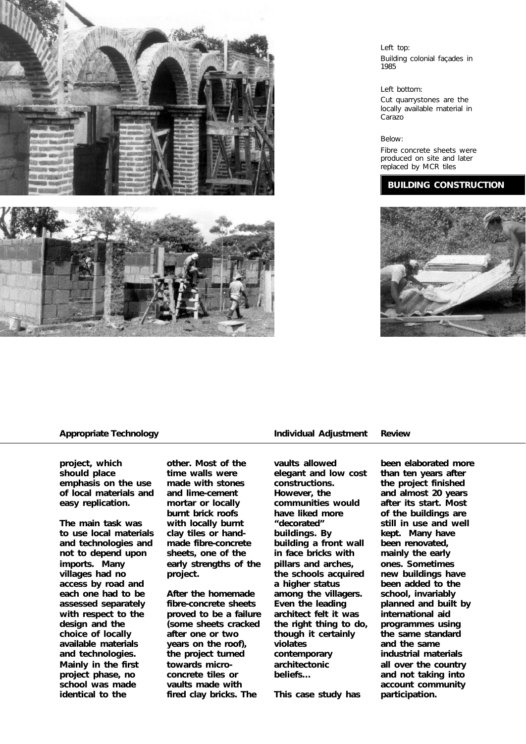Left top:
Building colonial façades in 1985

Left bottom:
Cut quarrystones are the locally available material in Carazo

Below:
Fibre concrete sheets were produced on site and later replaced by MCR tiles

**BUILDING CONSTRUCTION**

**Appropriate Technology**

**project, which should place emphasis on the use of local materials and easy replication.**

**The main task was to use local materials and technologies and not to depend upon imports. Many villages had no access by road and each one had to be assessed separately with respect to the design and the choice of locally available materials and technologies. Mainly in the first project phase, no school was made identical to the other. Most of the time walls were made with stones and lime-cement mortar or locally burnt brick roofs with locally burnt clay tiles or hand-made fibre-concrete sheets, one of the early strengths of the project.**

**After the homemade fibre-concrete sheets proved to be a failure (some sheets cracked after one or two years on the roof), the project turned towards micro-concrete tiles or vaults made with fired clay bricks. The vaults allowed elegant and low cost constructions.**

**Individual Adjustment**

**However, the communities would have liked more "decorated" buildings. By building a front wall in face bricks with pillars and arches, the schools acquired a higher status among the villagers. Even the leading architect felt it was the right thing to do, though it certainly violates contemporary architectonic beliefs…**

**Review**

**This case study has been elaborated more than ten years after the project finished and almost 20 years after its start. Most of the buildings are still in use and well kept. Many have been renovated, mainly the early ones. Sometimes new buildings have been added to the school, invariably planned and built by international aid programmes using the same standard and the same industrial materials all over the country and not taking into account community participation.**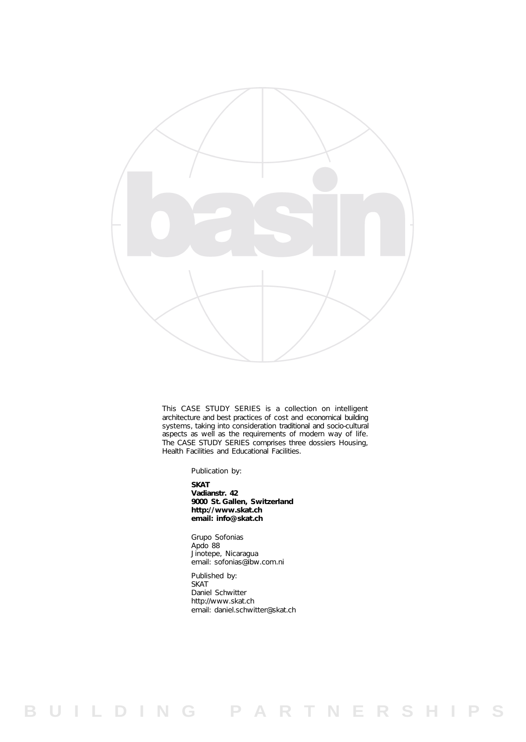basin

This CASE STUDY SERIES is a collection on intelligent architecture and best practices of cost and economical building systems, taking into consideration traditional and socio-cultural aspects as well as the requirements of modern way of life. The CASE STUDY SERIES comprises three dossiers Housing, Health Facilities and Educational Facilities.

Publication by:

**SKAT**
**Vadianstr. 42**
**9000 St. Gallen, Switzerland**
**http://www.skat.ch**
**email: info@skat.ch**

Grupo Sofonias
Apdo 88
Jinotepe, Nicaragua
email: sofonias@ibw.com.ni

Published by:
SKAT
Daniel Schwitter
http://www.skat.ch
email: daniel.schwitter@skat.ch

BUILDING PARTNERSHIPS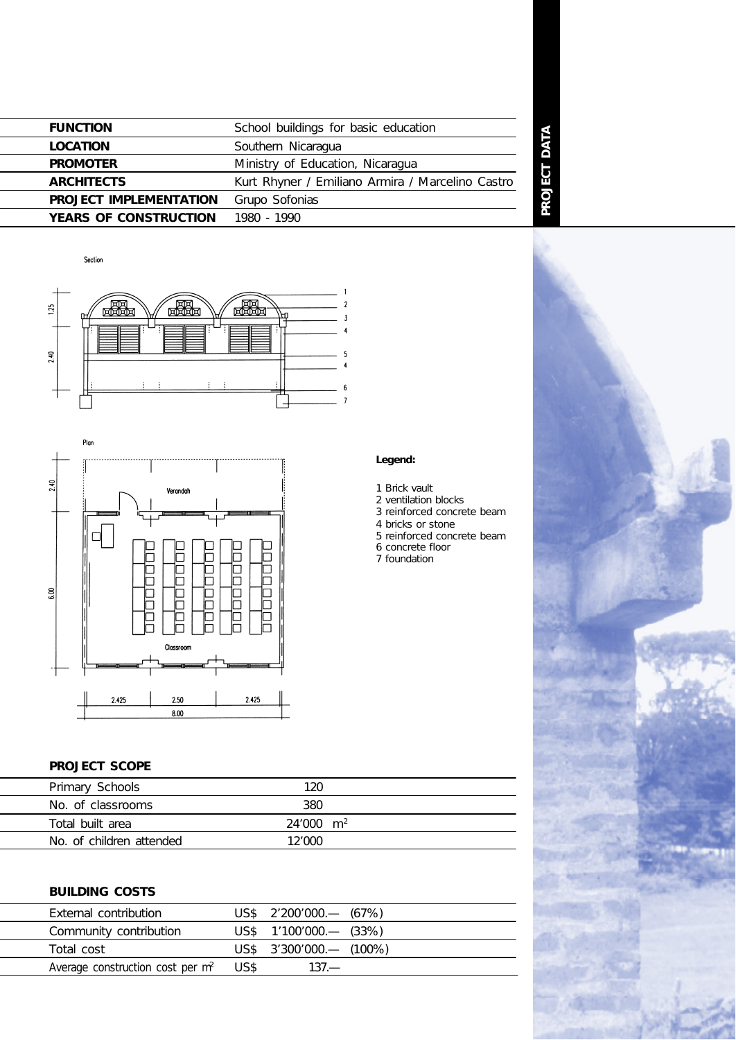## PROJECT DATA

| | |
|---|---|
| **FUNCTION** | School buildings for basic education |
| **LOCATION** | Southern Nicaragua |
| **PROMOTER** | Ministry of Education, Nicaragua |
| **ARCHITECTS** | Kurt Rhyner / Emiliano Armira / Marcelino Castro |
| **PROJECT IMPLEMENTATION** | Grupo Sofonias |
| **YEARS OF CONSTRUCTION** | 1980 - 1990 |

Section

Plan

Verandah

Classroom

**Legend:**

1 Brick vault
2 ventilation blocks
3 reinforced concrete beam
4 bricks or stone
5 reinforced concrete beam
6 concrete floor
7 foundation

### PROJECT SCOPE

| | |
|---|---|
| Primary Schools | 120 |
| No. of classrooms | 380 |
| Total built area | 24'000 $m^2$ |
| No. of children attended | 12'000 |

### BUILDING COSTS

| | | |
|---|---|---|
| External contribution | US$ 2'200'000.— | (67%) |
| Community contribution | US$ 1'100'000.— | (33%) |
| Total cost | US$ 3'300'000.— | (100%) |
| Average construction cost per $m^2$ | US$ 137.— | |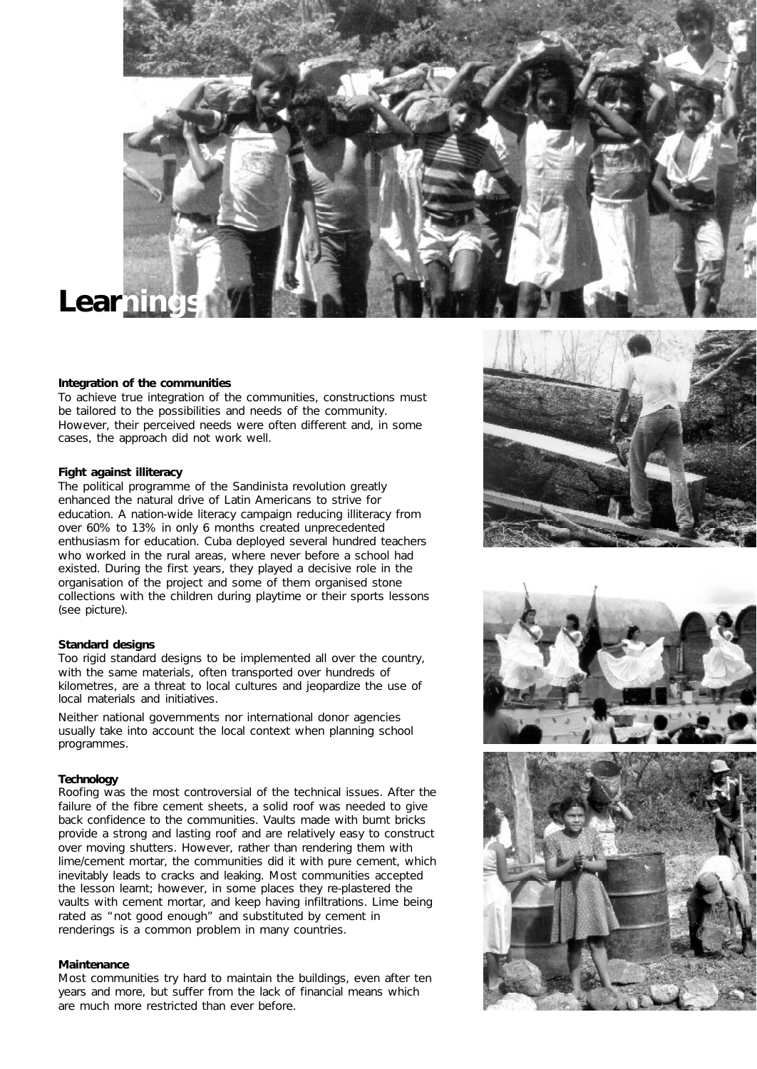# Learnings

### Integration of the communities

To achieve true integration of the communities, constructions must be tailored to the possibilities and needs of the community. However, their perceived needs were often different and, in some cases, the approach did not work well.

### Fight against illiteracy

The political programme of the Sandinista revolution greatly enhanced the natural drive of Latin Americans to strive for education. A nation-wide literacy campaign reducing illiteracy from over 60% to 13% in only 6 months created unprecedented enthusiasm for education. Cuba deployed several hundred teachers who worked in the rural areas, where never before a school had existed. During the first years, they played a decisive role in the organisation of the project and some of them organised stone collections with the children during playtime or their sports lessons (see picture).

### Standard designs

Too rigid standard designs to be implemented all over the country, with the same materials, often transported over hundreds of kilometres, are a threat to local cultures and jeopardize the use of local materials and initiatives.

Neither national governments nor international donor agencies usually take into account the local context when planning school programmes.

### Technology

Roofing was the most controversial of the technical issues. After the failure of the fibre cement sheets, a solid roof was needed to give back confidence to the communities. Vaults made with burnt bricks provide a strong and lasting roof and are relatively easy to construct over moving shutters. However, rather than rendering them with lime/cement mortar, the communities did it with pure cement, which inevitably leads to cracks and leaking. Most communities accepted the lesson learnt; however, in some places they re-plastered the vaults with cement mortar, and keep having infiltrations. Lime being rated as "not good enough" and substituted by cement in renderings is a common problem in many countries.

### Maintenance

Most communities try hard to maintain the buildings, even after ten years and more, but suffer from the lack of financial means which are much more restricted than ever before.